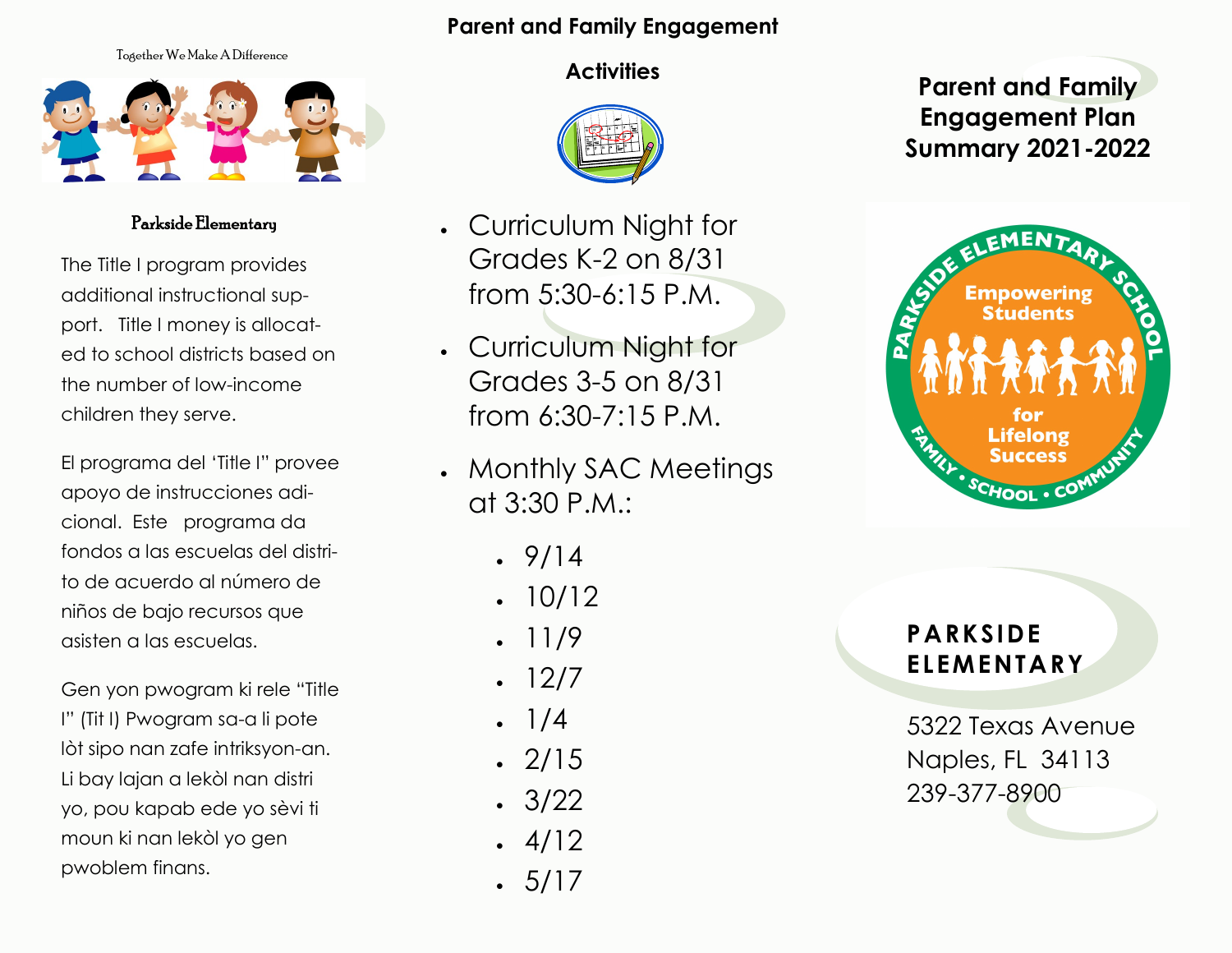Together We Make A Difference

## Parkside Elementary

The Title I program provides additional instructional support. Title I money is allocated to school districts based on the number of low-income children they serve.

El programa del 'Title I" provee apoyo de instrucciones adicional. Este programa da fondos a las escuelas del distrito de acuerdo al número de niños de bajo recursos que asisten a las escuelas.

Gen yon pwogram ki rele "Title I" (Tit I) Pwogram sa-a li pote lòt sipo nan zafe intriksyon-an. Li bay lajan a lekòl nan distri yo, pou kapab ede yo sèvi ti moun ki nan lekòl yo gen pwoblem finans.

## Parent and Family Engagement Activities

- Curriculum Night for Grades K-2 on 8/31 from 5:30-6:15 P.M.
- Curriculum Night for Grades 3-5 on 8/31 from 6:30-7:15 P.M.
- Monthly SAC Meetings at 3:30 P.M.:
  - 9/14
  - 10/12
  - 11/9
  - 12/7
  - 1/4
  - 2/15
  - 3/22
  - 4/12
  - 5/17

# Parent and Family Engagement Plan Summary 2021-2022

Parkside Elementary School — Empowering Students for Lifelong Success — Family • School • Community

**PARKSIDE ELEMENTARY**

5322 Texas Avenue
Naples, FL 34113
239-377-8900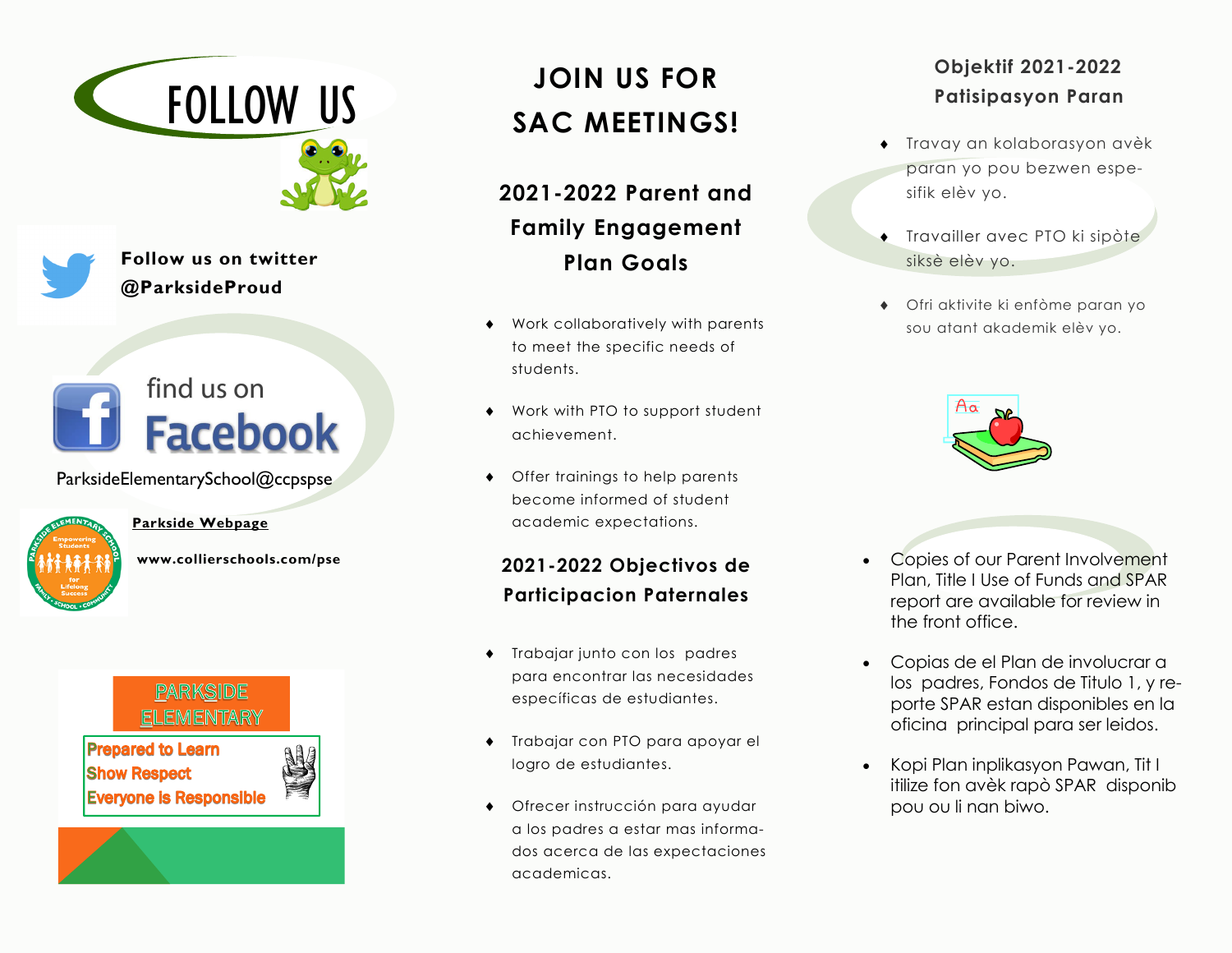# FOLLOW US

Follow us on twitter
@ParksideProud

find us on Facebook

ParksideElementarySchool@ccpspse

**Parkside Webpage**

**www.collierschools.com/pse**

PARKSIDE ELEMENTARY

Prepared to Learn
Show Respect
Everyone Is Responsible

# JOIN US FOR SAC MEETINGS!

## 2021-2022 Parent and Family Engagement Plan Goals

- Work collaboratively with parents to meet the specific needs of students.
- Work with PTO to support student achievement.
- Offer trainings to help parents become informed of student academic expectations.

## 2021-2022 Objectivos de Participacion Paternales

- Trabajar junto con los padres para encontrar las necesidades específicas de estudiantes.
- Trabajar con PTO para apoyar el logro de estudiantes.
- Ofrecer instrucción para ayudar a los padres a estar mas informados acerca de las expectaciones academicas.

## Objektif 2021-2022 Patisipasyon Paran

- Travay an kolaborasyon avèk paran yo pou bezwen espesifik elèv yo.
- Travailler avec PTO ki sipòte siksè elèv yo.
- Ofri aktivite ki enfòme paran yo sou atant akademik elèv yo.

- Copies of our Parent Involvement Plan, Title I Use of Funds and SPAR report are available for review in the front office.
- Copias de el Plan de involucrar a los padres, Fondos de Titulo 1, y reporte SPAR estan disponibles en la oficina principal para ser leidos.
- Kopi Plan inplikasyon Pawan, Tit I itilize fon avèk rapò SPAR disponib pou ou li nan biwo.